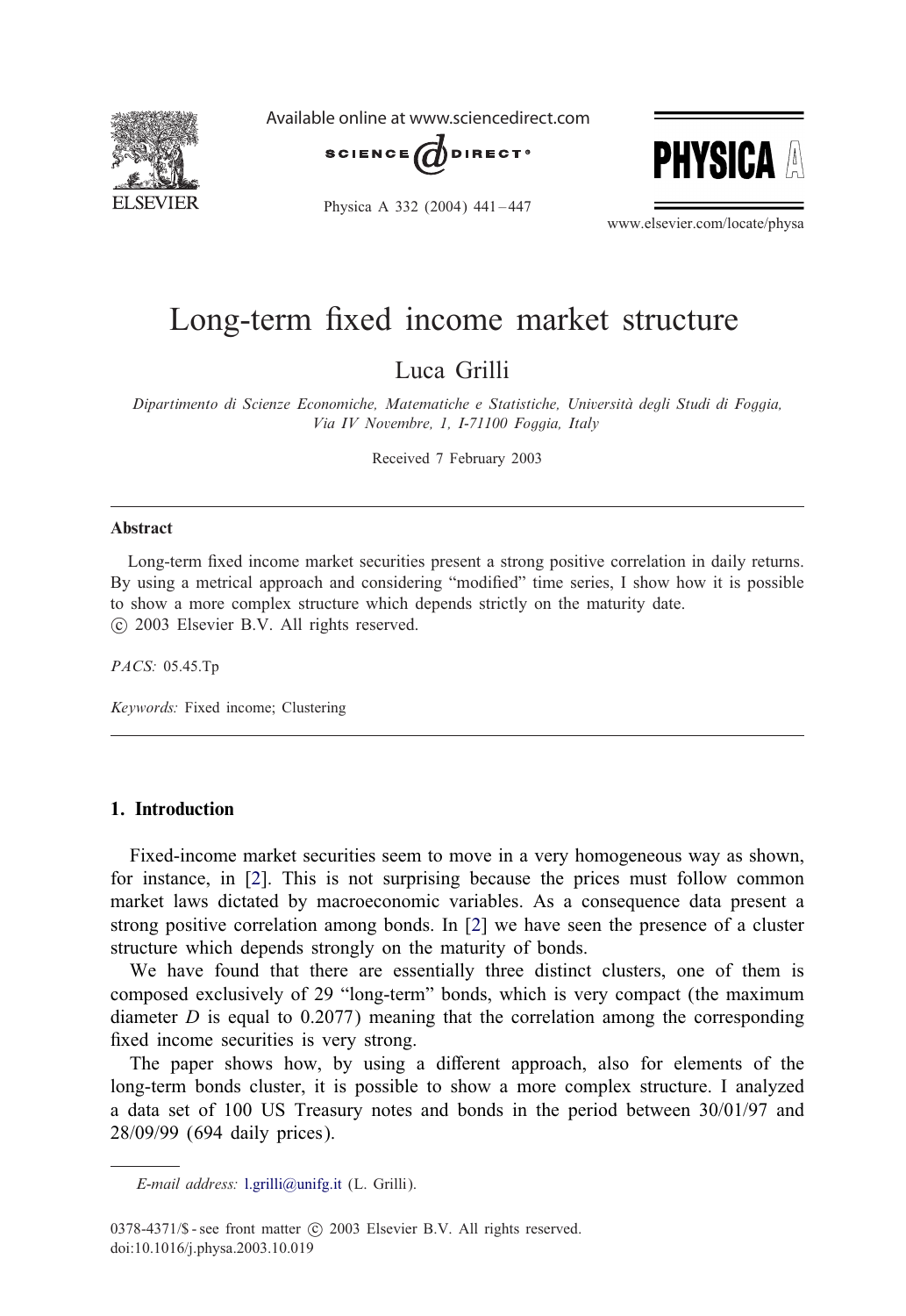# Long-term fixed income market structure

Luca Grilli

*Dipartimento di Scienze Economiche, Matematiche e Statistiche, Università degli Studi di Foggia, Via IV Novembre, 1, I-71100 Foggia, Italy*

Received 7 February 2003

## Abstract

Long-term fixed income market securities present a strong positive correlation in daily returns. By using a metrical approach and considering "modified" time series, I show how it is possible to show a more complex structure which depends strictly on the maturity date.
© 2003 Elsevier B.V. All rights reserved.

*PACS:* 05.45.Tp

*Keywords:* Fixed income; Clustering

## 1. Introduction

Fixed-income market securities seem to move in a very homogeneous way as shown, for instance, in [2]. This is not surprising because the prices must follow common market laws dictated by macroeconomic variables. As a consequence data present a strong positive correlation among bonds. In [2] we have seen the presence of a cluster structure which depends strongly on the maturity of bonds.

We have found that there are essentially three distinct clusters, one of them is composed exclusively of 29 "long-term" bonds, which is very compact (the maximum diameter $D$ is equal to 0.2077) meaning that the correlation among the corresponding fixed income securities is very strong.

The paper shows how, by using a different approach, also for elements of the long-term bonds cluster, it is possible to show a more complex structure. I analyzed a data set of 100 US Treasury notes and bonds in the period between 30/01/97 and 28/09/99 (694 daily prices).

*E-mail address:* l.grilli@unifg.it (L. Grilli).

0378-4371/$ - see front matter © 2003 Elsevier B.V. All rights reserved.
doi:10.1016/j.physa.2003.10.019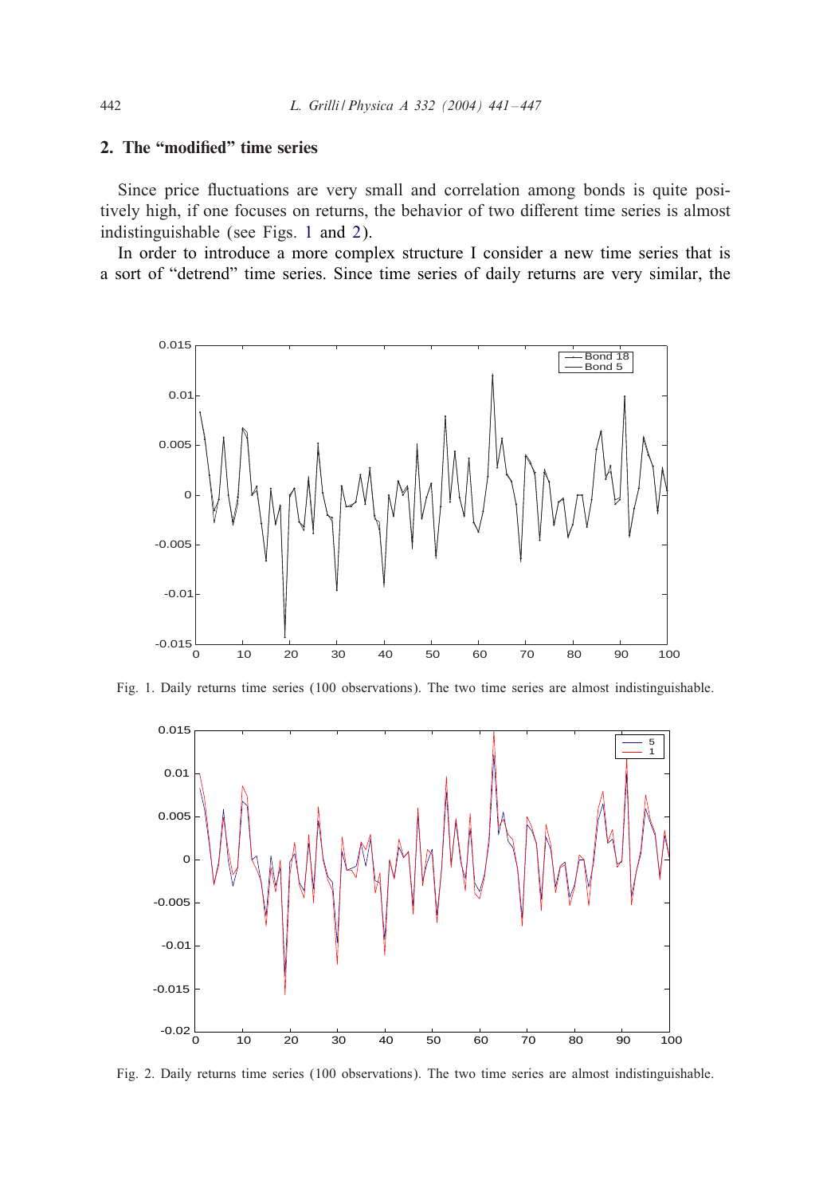## 2. The "modified" time series

Since price fluctuations are very small and correlation among bonds is quite positively high, if one focuses on returns, the behavior of two different time series is almost indistinguishable (see Figs. 1 and 2).

In order to introduce a more complex structure I consider a new time series that is a sort of "detrend" time series. Since time series of daily returns are very similar, the

Fig. 1. Daily returns time series (100 observations). The two time series are almost indistinguishable.

Fig. 2. Daily returns time series (100 observations). The two time series are almost indistinguishable.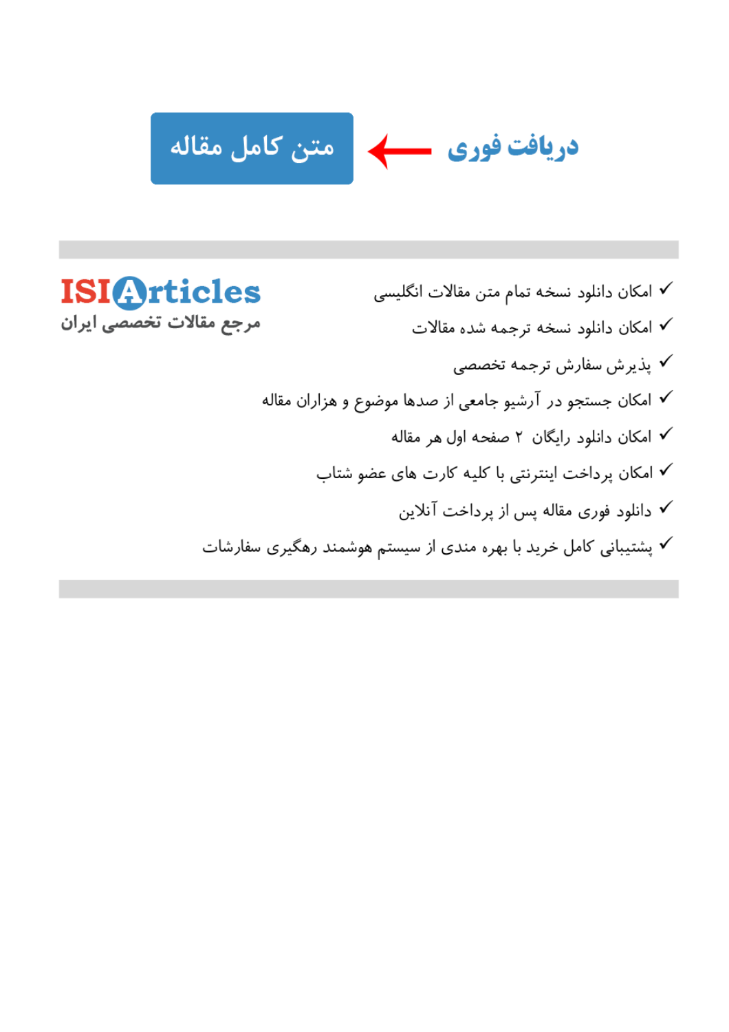دریافت فوری ← متن کامل مقاله

**ISIArticles**
مرجع مقالات تخصصی ایران

- ✓ امکان دانلود نسخه تمام متن مقالات انگلیسی
- ✓ امکان دانلود نسخه ترجمه شده مقالات
- ✓ پذیرش سفارش ترجمه تخصصی
- ✓ امکان جستجو در آرشیو جامعی از صدها موضوع و هزاران مقاله
- ✓ امکان دانلود رایگان ۲ صفحه اول هر مقاله
- ✓ امکان پرداخت اینترنتی با کلیه کارت های عضو شتاب
- ✓ دانلود فوری مقاله پس از پرداخت آنلاین
- ✓ پشتیبانی کامل خرید با بهره مندی از سیستم هوشمند رهگیری سفارشات